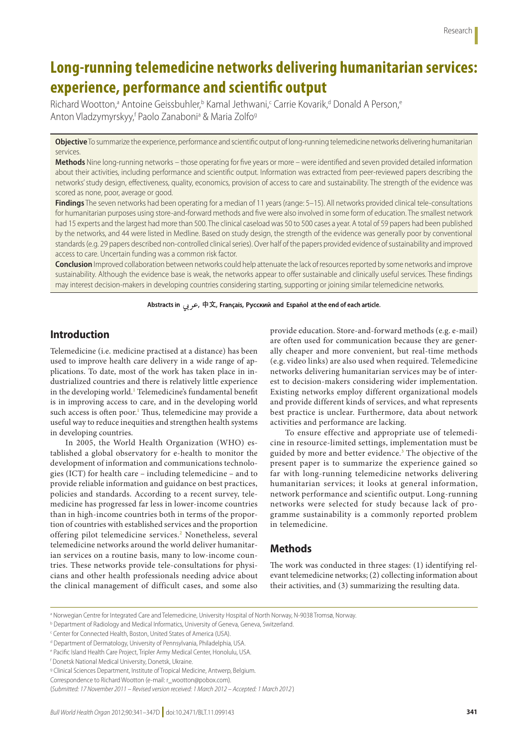# Long-running telemedicine networks delivering humanitarian services: experience, performance and scientific output

Richard Wootton,[a] Antoine Geissbuhler,[b] Kamal Jethwani,[c] Carrie Kovarik,[d] Donald A Person,[e] Anton Vladzymyrskyy,[f] Paolo Zanaboni[a] & Maria Zolfo[g]

**Objective** To summarize the experience, performance and scientific output of long-running telemedicine networks delivering humanitarian services.

**Methods** Nine long-running networks – those operating for five years or more – were identified and seven provided detailed information about their activities, including performance and scientific output. Information was extracted from peer-reviewed papers describing the networks' study design, effectiveness, quality, economics, provision of access to care and sustainability. The strength of the evidence was scored as none, poor, average or good.

**Findings** The seven networks had been operating for a median of 11 years (range: 5–15). All networks provided clinical tele-consultations for humanitarian purposes using store-and-forward methods and five were also involved in some form of education. The smallest network had 15 experts and the largest had more than 500. The clinical caseload was 50 to 500 cases a year. A total of 59 papers had been published by the networks, and 44 were listed in Medline. Based on study design, the strength of the evidence was generally poor by conventional standards (e.g. 29 papers described non-controlled clinical series). Over half of the papers provided evidence of sustainability and improved access to care. Uncertain funding was a common risk factor.

**Conclusion** Improved collaboration between networks could help attenuate the lack of resources reported by some networks and improve sustainability. Although the evidence base is weak, the networks appear to offer sustainable and clinically useful services. These findings may interest decision-makers in developing countries considering starting, supporting or joining similar telemedicine networks.

**Abstracts in عربي, 中文, Français, Русский and Español at the end of each article.**

## Introduction

Telemedicine (i.e. medicine practised at a distance) has been used to improve health care delivery in a wide range of applications. To date, most of the work has taken place in industrialized countries and there is relatively little experience in the developing world.[1] Telemedicine's fundamental benefit is in improving access to care, and in the developing world such access is often poor.[1] Thus, telemedicine may provide a useful way to reduce inequities and strengthen health systems in developing countries.

In 2005, the World Health Organization (WHO) established a global observatory for e-health to monitor the development of information and communications technologies (ICT) for health care – including telemedicine – and to provide reliable information and guidance on best practices, policies and standards. According to a recent survey, telemedicine has progressed far less in lower-income countries than in high-income countries both in terms of the proportion of countries with established services and the proportion offering pilot telemedicine services.[2] Nonetheless, several telemedicine networks around the world deliver humanitarian services on a routine basis, many to low-income countries. These networks provide tele-consultations for physicians and other health professionals needing advice about the clinical management of difficult cases, and some also provide education. Store-and-forward methods (e.g. e-mail) are often used for communication because they are generally cheaper and more convenient, but real-time methods (e.g. video links) are also used when required. Telemedicine networks delivering humanitarian services may be of interest to decision-makers considering wider implementation. Existing networks employ different organizational models and provide different kinds of services, and what represents best practice is unclear. Furthermore, data about network activities and performance are lacking.

To ensure effective and appropriate use of telemedicine in resource-limited settings, implementation must be guided by more and better evidence.[3] The objective of the present paper is to summarize the experience gained so far with long-running telemedicine networks delivering humanitarian services; it looks at general information, network performance and scientific output. Long-running networks were selected for study because lack of programme sustainability is a commonly reported problem in telemedicine.

## Methods

The work was conducted in three stages: (1) identifying relevant telemedicine networks; (2) collecting information about their activities, and (3) summarizing the resulting data.

[a] Norwegian Centre for Integrated Care and Telemedicine, University Hospital of North Norway, N-9038 Tromsø, Norway.
[b] Department of Radiology and Medical Informatics, University of Geneva, Geneva, Switzerland.
[c] Center for Connected Health, Boston, United States of America (USA).
[d] Department of Dermatology, University of Pennsylvania, Philadelphia, USA.
[e] Pacific Island Health Care Project, Tripler Army Medical Center, Honolulu, USA.
[f] Donetsk National Medical University, Donetsk, Ukraine.
[g] Clinical Sciences Department, Institute of Tropical Medicine, Antwerp, Belgium.
Correspondence to Richard Wootton (e-mail: r_wootton@pobox.com).
(*Submitted: 17 November 2011 – Revised version received: 1 March 2012 – Accepted: 1 March 2012*)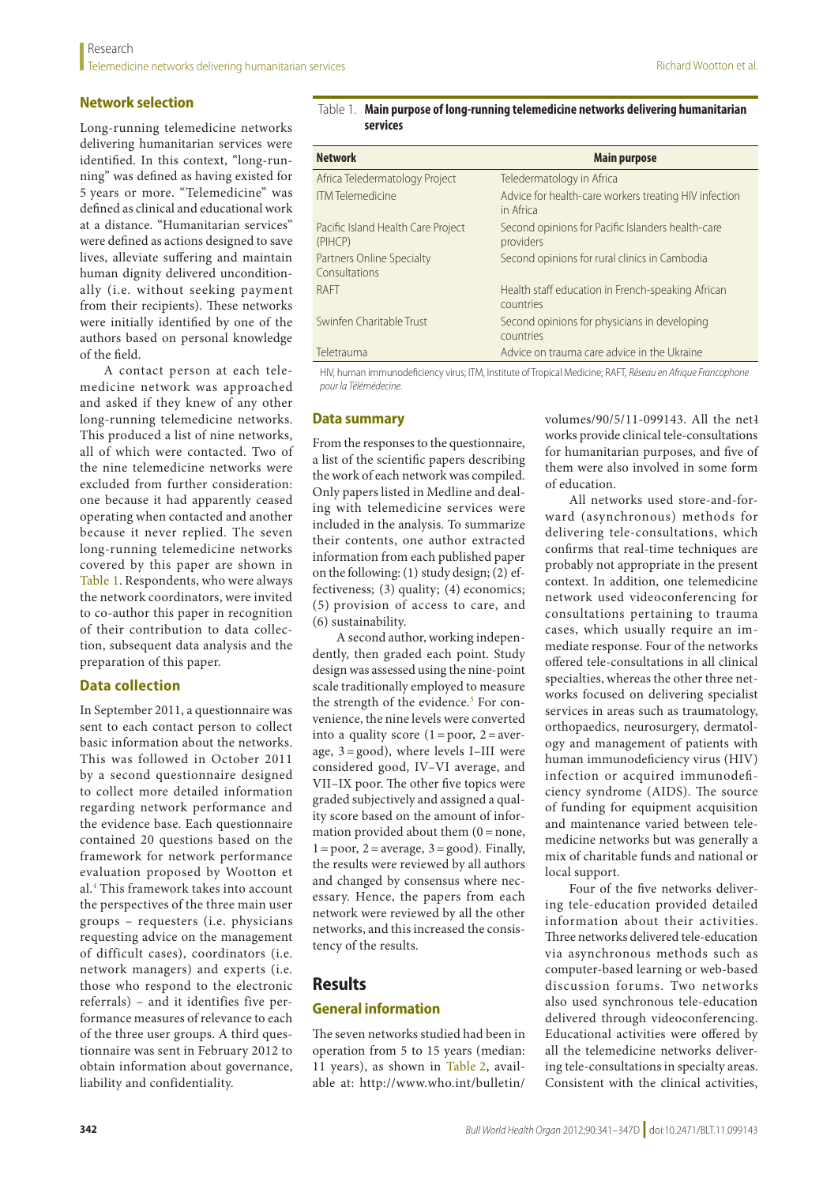## Network selection

Long-running telemedicine networks delivering humanitarian services were identified. In this context, "long-running" was defined as having existed for 5 years or more. "Telemedicine" was defined as clinical and educational work at a distance. "Humanitarian services" were defined as actions designed to save lives, alleviate suffering and maintain human dignity delivered unconditionally (i.e. without seeking payment from their recipients). These networks were initially identified by one of the authors based on personal knowledge of the field.

A contact person at each telemedicine network was approached and asked if they knew of any other long-running telemedicine networks. This produced a list of nine networks, all of which were contacted. Two of the nine telemedicine networks were excluded from further consideration: one because it had apparently ceased operating when contacted and another because it never replied. The seven long-running telemedicine networks covered by this paper are shown in Table 1. Respondents, who were always the network coordinators, were invited to co-author this paper in recognition of their contribution to data collection, subsequent data analysis and the preparation of this paper.

## Data collection

In September 2011, a questionnaire was sent to each contact person to collect basic information about the networks. This was followed in October 2011 by a second questionnaire designed to collect more detailed information regarding network performance and the evidence base. Each questionnaire contained 20 questions based on the framework for network performance evaluation proposed by Wootton et al.[4] This framework takes into account the perspectives of the three main user groups – requesters (i.e. physicians requesting advice on the management of difficult cases), coordinators (i.e. network managers) and experts (i.e. those who respond to the electronic referrals) – and it identifies five performance measures of relevance to each of the three user groups. A third questionnaire was sent in February 2012 to obtain information about governance, liability and confidentiality.

Table 1. **Main purpose of long-running telemedicine networks delivering humanitarian services**

| Network | Main purpose |
| --- | --- |
| Africa Teledermatology Project | Teledermatology in Africa |
| ITM Telemedicine | Advice for health-care workers treating HIV infection in Africa |
| Pacific Island Health Care Project (PIHCP) | Second opinions for Pacific Islanders health-care providers |
| Partners Online Specialty Consultations | Second opinions for rural clinics in Cambodia |
| RAFT | Health staff education in French-speaking African countries |
| Swinfen Charitable Trust | Second opinions for physicians in developing countries |
| Teletrauma | Advice on trauma care advice in the Ukraine |

HIV, human immunodeficiency virus; ITM, Institute of Tropical Medicine; RAFT, *Réseau en Afrique Francophone pour la Télémédecine*.

## Data summary

From the responses to the questionnaire, a list of the scientific papers describing the work of each network was compiled. Only papers listed in Medline and dealing with telemedicine services were included in the analysis. To summarize their contents, one author extracted information from each published paper on the following: (1) study design; (2) effectiveness; (3) quality; (4) economics; (5) provision of access to care, and (6) sustainability.

A second author, working independently, then graded each point. Study design was assessed using the nine-point scale traditionally employed to measure the strength of the evidence.[5] For convenience, the nine levels were converted into a quality score (1 = poor, 2 = average, 3 = good), where levels I–III were considered good, IV–VI average, and VII–IX poor. The other five topics were graded subjectively and assigned a quality score based on the amount of information provided about them (0 = none, 1 = poor, 2 = average, 3 = good). Finally, the results were reviewed by all authors and changed by consensus where necessary. Hence, the papers from each network were reviewed by all the other networks, and this increased the consistency of the results.

# Results

## General information

The seven networks studied had been in operation from 5 to 15 years (median: 11 years), as shown in Table 2, available at: http://www.who.int/bulletin/volumes/90/5/11-099143. All the networks provide clinical tele-consultations for humanitarian purposes, and five of them were also involved in some form of education.

All networks used store-and-forward (asynchronous) methods for delivering tele-consultations, which confirms that real-time techniques are probably not appropriate in the present context. In addition, one telemedicine network used videoconferencing for consultations pertaining to trauma cases, which usually require an immediate response. Four of the networks offered tele-consultations in all clinical specialties, whereas the other three networks focused on delivering specialist services in areas such as traumatology, orthopaedics, neurosurgery, dermatology and management of patients with human immunodeficiency virus (HIV) infection or acquired immunodeficiency syndrome (AIDS). The source of funding for equipment acquisition and maintenance varied between telemedicine networks but was generally a mix of charitable funds and national or local support.

Four of the five networks delivering tele-education provided detailed information about their activities. Three networks delivered tele-education via asynchronous methods such as computer-based learning or web-based discussion forums. Two networks also used synchronous tele-education delivered through videoconferencing. Educational activities were offered by all the telemedicine networks delivering tele-consultations in specialty areas. Consistent with the clinical activities,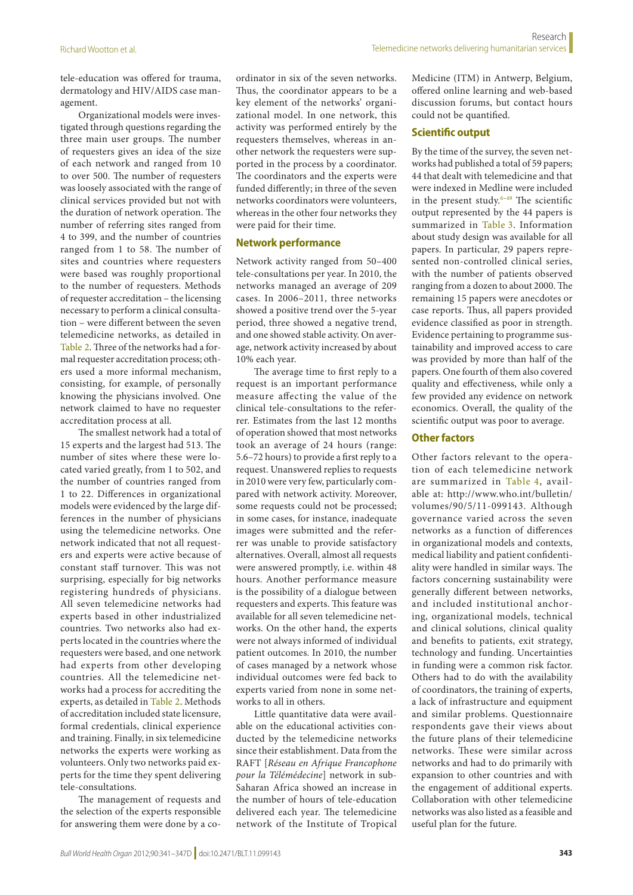tele-education was offered for trauma, dermatology and HIV/AIDS case management.

Organizational models were investigated through questions regarding the three main user groups. The number of requesters gives an idea of the size of each network and ranged from 10 to over 500. The number of requesters was loosely associated with the range of clinical services provided but not with the duration of network operation. The number of referring sites ranged from 4 to 399, and the number of countries ranged from 1 to 58. The number of sites and countries where requesters were based was roughly proportional to the number of requesters. Methods of requester accreditation – the licensing necessary to perform a clinical consultation – were different between the seven telemedicine networks, as detailed in Table 2. Three of the networks had a formal requester accreditation process; others used a more informal mechanism, consisting, for example, of personally knowing the physicians involved. One network claimed to have no requester accreditation process at all.

The smallest network had a total of 15 experts and the largest had 513. The number of sites where these were located varied greatly, from 1 to 502, and the number of countries ranged from 1 to 22. Differences in organizational models were evidenced by the large differences in the number of physicians using the telemedicine networks. One network indicated that not all requesters and experts were active because of constant staff turnover. This was not surprising, especially for big networks registering hundreds of physicians. All seven telemedicine networks had experts based in other industrialized countries. Two networks also had experts located in the countries where the requesters were based, and one network had experts from other developing countries. All the telemedicine networks had a process for accrediting the experts, as detailed in Table 2. Methods of accreditation included state licensure, formal credentials, clinical experience and training. Finally, in six telemedicine networks the experts were working as volunteers. Only two networks paid experts for the time they spent delivering tele-consultations.

The management of requests and the selection of the experts responsible for answering them were done by a coordinator in six of the seven networks. Thus, the coordinator appears to be a key element of the networks' organizational model. In one network, this activity was performed entirely by the requesters themselves, whereas in another network the requesters were supported in the process by a coordinator. The coordinators and the experts were funded differently; in three of the seven networks coordinators were volunteers, whereas in the other four networks they were paid for their time.

## Network performance

Network activity ranged from 50–400 tele-consultations per year. In 2010, the networks managed an average of 209 cases. In 2006–2011, three networks showed a positive trend over the 5-year period, three showed a negative trend, and one showed stable activity. On average, network activity increased by about 10% each year.

The average time to first reply to a request is an important performance measure affecting the value of the clinical tele-consultations to the referrer. Estimates from the last 12 months of operation showed that most networks took an average of 24 hours (range: 5.6–72 hours) to provide a first reply to a request. Unanswered replies to requests in 2010 were very few, particularly compared with network activity. Moreover, some requests could not be processed; in some cases, for instance, inadequate images were submitted and the referrer was unable to provide satisfactory alternatives. Overall, almost all requests were answered promptly, i.e. within 48 hours. Another performance measure is the possibility of a dialogue between requesters and experts. This feature was available for all seven telemedicine networks. On the other hand, the experts were not always informed of individual patient outcomes. In 2010, the number of cases managed by a network whose individual outcomes were fed back to experts varied from none in some networks to all in others.

Little quantitative data were available on the educational activities conducted by the telemedicine networks since their establishment. Data from the RAFT [*Réseau en Afrique Francophone pour la Télémédecine*] network in sub-Saharan Africa showed an increase in the number of hours of tele-education delivered each year. The telemedicine network of the Institute of Tropical Medicine (ITM) in Antwerp, Belgium, offered online learning and web-based discussion forums, but contact hours could not be quantified.

## Scientific output

By the time of the survey, the seven networks had published a total of 59 papers; 44 that dealt with telemedicine and that were indexed in Medline were included in the present study.[6–49] The scientific output represented by the 44 papers is summarized in Table 3. Information about study design was available for all papers. In particular, 29 papers represented non-controlled clinical series, with the number of patients observed ranging from a dozen to about 2000. The remaining 15 papers were anecdotes or case reports. Thus, all papers provided evidence classified as poor in strength. Evidence pertaining to programme sustainability and improved access to care was provided by more than half of the papers. One fourth of them also covered quality and effectiveness, while only a few provided any evidence on network economics. Overall, the quality of the scientific output was poor to average.

## Other factors

Other factors relevant to the operation of each telemedicine network are summarized in Table 4, available at: http://www.who.int/bulletin/volumes/90/5/11-099143. Although governance varied across the seven networks as a function of differences in organizational models and contexts, medical liability and patient confidentiality were handled in similar ways. The factors concerning sustainability were generally different between networks, and included institutional anchoring, organizational models, technical and clinical solutions, clinical quality and benefits to patients, exit strategy, technology and funding. Uncertainties in funding were a common risk factor. Others had to do with the availability of coordinators, the training of experts, a lack of infrastructure and equipment and similar problems. Questionnaire respondents gave their views about the future plans of their telemedicine networks. These were similar across networks and had to do primarily with expansion to other countries and with the engagement of additional experts. Collaboration with other telemedicine networks was also listed as a feasible and useful plan for the future.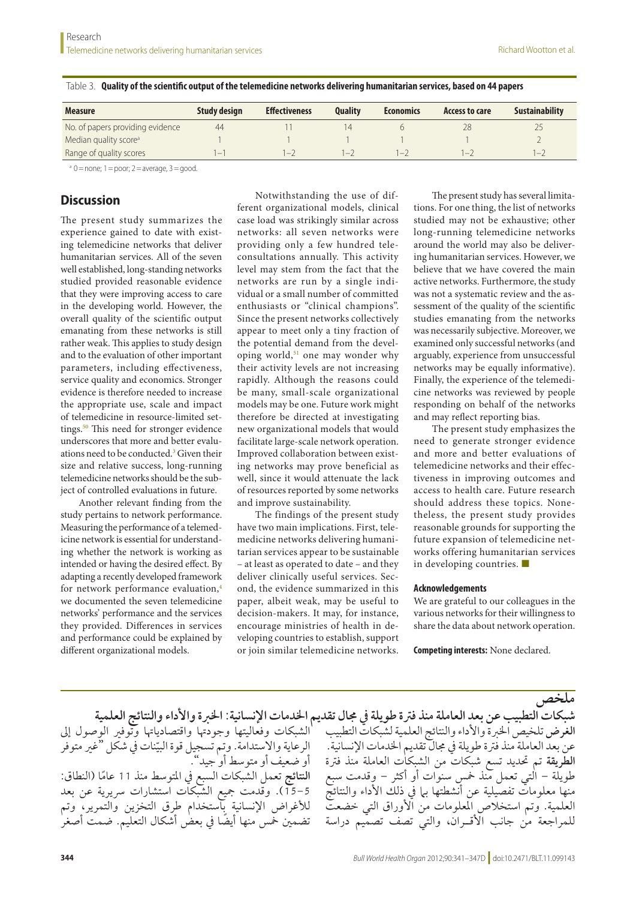Table 3. **Quality of the scientific output of the telemedicine networks delivering humanitarian services, based on 44 papers**

| Measure | Study design | Effectiveness | Quality | Economics | Access to care | Sustainability |
|---|---|---|---|---|---|---|
| No. of papers providing evidence | 44 | 11 | 14 | 6 | 28 | 25 |
| Median quality score[a] | 1 | 1 | 1 | 1 | 1 | 2 |
| Range of quality scores | 1–1 | 1–2 | 1–2 | 1–2 | 1–2 | 1–2 |

[a] 0 = none; 1 = poor; 2 = average, 3 = good.

## Discussion

The present study summarizes the experience gained to date with existing telemedicine networks that deliver humanitarian services. All of the seven well established, long-standing networks studied provided reasonable evidence that they were improving access to care in the developing world. However, the overall quality of the scientific output emanating from these networks is still rather weak. This applies to study design and to the evaluation of other important parameters, including effectiveness, service quality and economics. Stronger evidence is therefore needed to increase the appropriate use, scale and impact of telemedicine in resource-limited settings.[50] This need for stronger evidence underscores that more and better evaluations need to be conducted.[3] Given their size and relative success, long-running telemedicine networks should be the subject of controlled evaluations in future.

Another relevant finding from the study pertains to network performance. Measuring the performance of a telemedicine network is essential for understanding whether the network is working as intended or having the desired effect. By adapting a recently developed framework for network performance evaluation,[4] we documented the seven telemedicine networks' performance and the services they provided. Differences in services and performance could be explained by different organizational models.

Notwithstanding the use of different organizational models, clinical case load was strikingly similar across networks: all seven networks were providing only a few hundred teleconsultations annually. This activity level may stem from the fact that the networks are run by a single individual or a small number of committed enthusiasts or "clinical champions". Since the present networks collectively appear to meet only a tiny fraction of the potential demand from the developing world,[51] one may wonder why their activity levels are not increasing rapidly. Although the reasons could be many, small-scale organizational models may be one. Future work might therefore be directed at investigating new organizational models that would facilitate large-scale network operation. Improved collaboration between existing networks may prove beneficial as well, since it would attenuate the lack of resources reported by some networks and improve sustainability.

The findings of the present study have two main implications. First, telemedicine networks delivering humanitarian services appear to be sustainable – at least as operated to date – and they deliver clinically useful services. Second, the evidence summarized in this paper, albeit weak, may be useful to decision-makers. It may, for instance, encourage ministries of health in developing countries to establish, support or join similar telemedicine networks.

The present study has several limitations. For one thing, the list of networks studied may not be exhaustive; other long-running telemedicine networks around the world may also be delivering humanitarian services. However, we believe that we have covered the main active networks. Furthermore, the study was not a systematic review and the assessment of the quality of the scientific studies emanating from the networks was necessarily subjective. Moreover, we examined only successful networks (and arguably, experience from unsuccessful networks may be equally informative). Finally, the experience of the telemedicine networks was reviewed by people responding on behalf of the networks and may reflect reporting bias.

The present study emphasizes the need to generate stronger evidence and more and better evaluations of telemedicine networks and their effectiveness in improving outcomes and access to health care. Future research should address these topics. Nonetheless, the present study provides reasonable grounds for supporting the future expansion of telemedicine networks offering humanitarian services in developing countries. ■

#### Acknowledgements

We are grateful to our colleagues in the various networks for their willingness to share the data about network operation.

**Competing interests:** None declared.

## ملخص

**شبكات التطبيب عن بعد العاملة منذ فترة طويلة في مجال تقديم الخدمات الإنسانية: الخبرة والأداء والنتائج العلمية**

**الغرض** تلخيص الخبرة والأداء والنتائج العلمية لشبكات التطبيب عن بعد العاملة منذ فترة طويلة في مجال تقديم الخدمات الإنسانية.

**الطريقة** تم تحديد تسع شبكات من الشبكات العاملة منذ فترة طويلة – التي تعمل منذ خمس سنوات أو أكثر – وقدمت سبع منها معلومات تفصيلية عن أنشطتها بما في ذلك الأداء والنتائج العلمية. وتم استخلاص المعلومات من الأوراق التي خضعت للمراجعة من جانب الأقـران، والتي تصف تصميم دراسة الشبكات وفعاليتها وجودتها واقتصادياتها وتوفير الوصول إلى الرعاية والاستدامة. وتم تسجيل قوة البيّنات في شكل "غير متوفر أو ضعيف أو متوسط أو جيد".

**النتائج** تعمل الشبكات السبع في المتوسط منذ 11 عامًا (النطاق: 5–15). وقدمت جميع الشبكات استشارات سريرية عن بعد للأغراض الإنسانية باستخدام طرق التخزين والتمرير، وتم تضمين خمس منها أيضًا في بعض أشكال التعليم. ضمت أصغر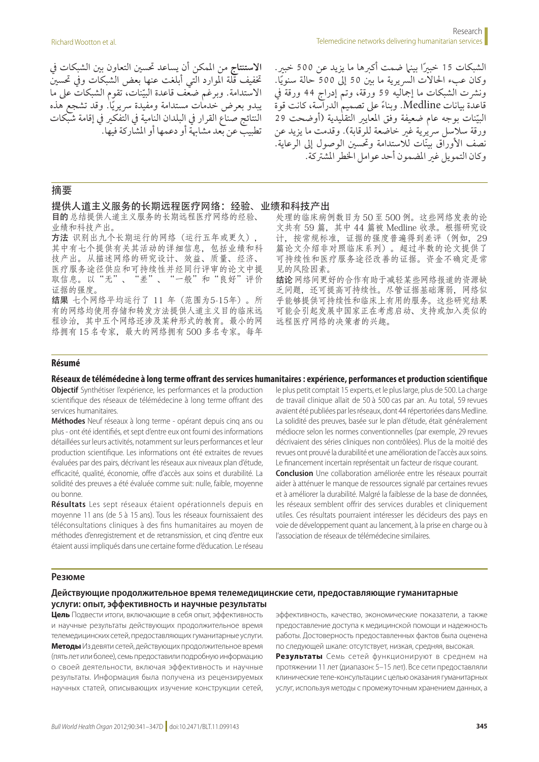الشبكات 15 خبيرًا بينما ضمت أكبرها ما يزيد عن 500 خبير. وكان عبء الحالات السريرية ما بين 50 إلى 500 حالة سنويًا. ونشرت الشبكات ما إجماليه 59 ورقة، وتم إدراج 44 ورقة في قاعدة بيانات Medline. وبناءً على تصميم الدراسة، كانت قوة البيّنات بوجه عام ضعيفة وفق المعايير التقليدية (أوضحت 29 ورقة سلاسل سريرية غير خاضعة للرقابة). وقدمت ما يزيد عن نصف الأوراق بيّنات للاستدامة وتحسين الوصول إلى الرعاية. وكان التمويل غير المضمون أحد عوامل الخطر المشتركة.

**الاستنتاج** من الممكن أن يساعد تحسين التعاون بين الشبكات في تخفيف قلة الموارد التي أبلغت عنها بعض الشبكات وفي تحسين الاستدامة. وبرغم ضعف قاعدة البيّنات، تقوم الشبكات على ما يبدو بعرض خدمات مستدامة ومفيدة سريريًا. وقد تشجع هذه النتائج صناع القرار في البلدان النامية في التفكير في إقامة شبكات تطبيب عن بعد مشابهة أو دعمها أو المشاركة فيها.

## 摘要

### 提供人道主义服务的长期远程医疗网络：经验、业绩和科技产出

**目的** 总结提供人道主义服务的长期远程医疗网络的经验、业绩和科技产出。

**方法** 识别出九个长期运行的网络（运行五年或更久），其中有七个提供有关其活动的详细信息，包括业绩和科技产出。从描述网络的研究设计、效益、质量、经济、医疗服务途径供应和可持续性并经同行评审的论文中提取信息。以"无"、"差"、"一般"和"良好"评价证据的强度。

**结果** 七个网络平均运行了 11 年（范围为5-15年）。所有的网络均使用存储和转发方法提供人道主义目的临床远程诊治，其中五个网络还涉及某种形式的教育。最小的网络拥有 15 名专家，最大的网络拥有 500 多名专家。每年处理的临床病例数目为 50 至 500 例。这些网络发表的论文共有 59 篇，其中 44 篇被 Medline 收录。根据研究设计，按常规标准，证据的强度普遍得到差评（例如，29 篇论文介绍非对照临床系列）。超过半数的论文提供了可持续性和医疗服务途径改善的证据。资金不确定是常见的风险因素。

**结论** 网络间更好的合作有助于减轻某些网络报道的资源缺乏问题，还可提高可持续性。尽管证据基础薄弱，网络似乎能够提供可持续性和临床上有用的服务。这些研究结果可能会引起发展中国家正在考虑启动、支持或加入类似的远程医疗网络的决策者的兴趣。

## Résumé

### Réseaux de télémédecine à long terme offrant des services humanitaires : expérience, performances et production scientifique

**Objectif** Synthétiser l'expérience, les performances et la production scientifique des réseaux de télémédecine à long terme offrant des services humanitaires.

**Méthodes** Neuf réseaux à long terme - opérant depuis cinq ans ou plus - ont été identifiés, et sept d'entre eux ont fourni des informations détaillées sur leurs activités, notamment sur leurs performances et leur production scientifique. Les informations ont été extraites de revues évaluées par des pairs, décrivant les réseaux aux niveaux plan d'étude, efficacité, qualité, économie, offre d'accès aux soins et durabilité. La solidité des preuves a été évaluée comme suit: nulle, faible, moyenne ou bonne.

**Résultats** Les sept réseaux étaient opérationnels depuis en moyenne 11 ans (de 5 à 15 ans). Tous les réseaux fournissaient des téléconsultations cliniques à des fins humanitaires au moyen de méthodes d'enregistrement et de retransmission, et cinq d'entre eux étaient aussi impliqués dans une certaine forme d'éducation. Le réseau le plus petit comptait 15 experts, et le plus large, plus de 500. La charge de travail clinique allait de 50 à 500 cas par an. Au total, 59 revues avaient été publiées par les réseaux, dont 44 répertoriées dans Medline. La solidité des preuves, basée sur le plan d'étude, était généralement médiocre selon les normes conventionnelles (par exemple, 29 revues décrivaient des séries cliniques non contrôlées). Plus de la moitié des revues ont prouvé la durabilité et une amélioration de l'accès aux soins. Le financement incertain représentait un facteur de risque courant.

**Conclusion** Une collaboration améliorée entre les réseaux pourrait aider à atténuer le manque de ressources signalé par certaines revues et à améliorer la durabilité. Malgré la faiblesse de la base de données, les réseaux semblent offrir des services durables et cliniquement utiles. Ces résultats pourraient intéresser les décideurs des pays en voie de développement quant au lancement, à la prise en charge ou à l'association de réseaux de télémédecine similaires.

## Резюме

### Действующие продолжительное время телемедицинские сети, предоставляющие гуманитарные услуги: опыт, эффективность и научные результаты

**Цель** Подвести итоги, включающие в себя опыт, эффективность и научные результаты действующих продолжительное время телемедицинских сетей, предоставляющих гуманитарные услуги.

**Методы** Из девяти сетей, действующих продолжительное время (пять лет или более), семь предоставили подробную информацию о своей деятельности, включая эффективность и научные результаты. Информация была получена из рецензируемых научных статей, описывающих изучение конструкции сетей, эффективность, качество, экономические показатели, а также предоставление доступа к медицинской помощи и надежность работы. Достоверность предоставленных фактов была оценена по следующей шкале: отсутствует, низкая, средняя, высокая.

**Результаты** Семь сетей функционируют в среднем на протяжении 11 лет (диапазон: 5–15 лет). Все сети предоставляли клинические теле-консультации с целью оказания гуманитарных услуг, используя методы с промежуточным хранением данных, а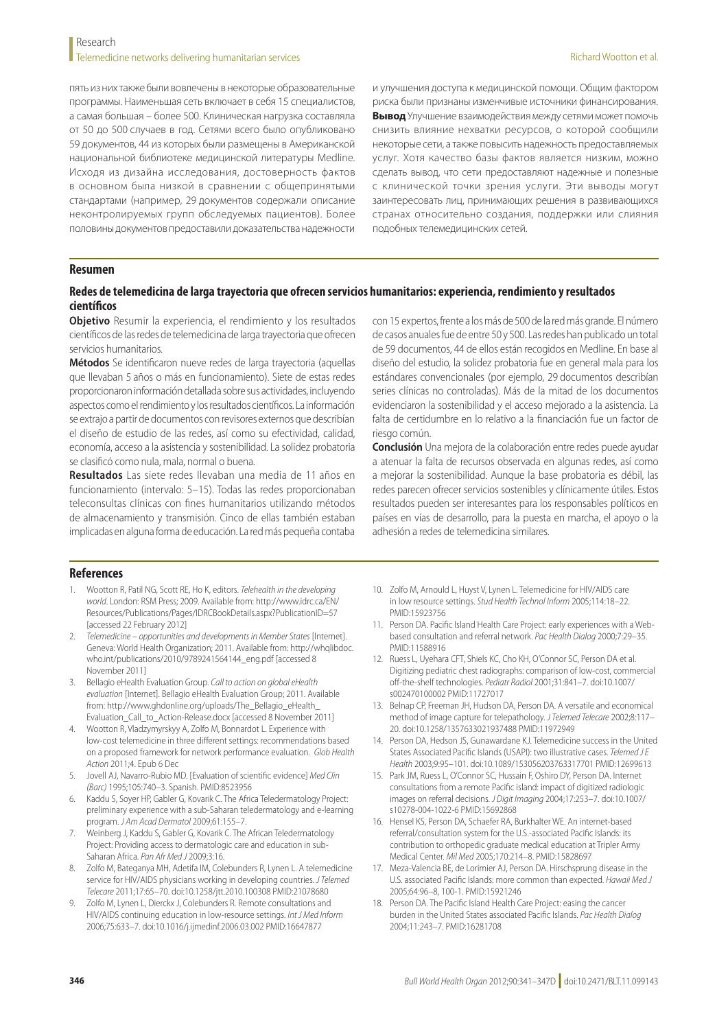пять из них также были вовлечены в некоторые образовательные программы. Наименьшая сеть включает в себя 15 специалистов, а самая большая – более 500. Клиническая нагрузка составляла от 50 до 500 случаев в год. Сетями всего было опубликовано 59 документов, 44 из которых были размещены в Американской национальной библиотеке медицинской литературы Medline. Исходя из дизайна исследования, достоверность фактов в основном была низкой в сравнении с общепринятыми стандартами (например, 29 документов содержали описание неконтролируемых групп обследуемых пациентов). Более половины документов предоставили доказательства надежности и улучшения доступа к медицинской помощи. Общим фактором риска были признаны изменчивые источники финансирования.

**Вывод** Улучшение взаимодействия между сетями может помочь снизить влияние нехватки ресурсов, о которой сообщили некоторые сети, а также повысить надежность предоставляемых услуг. Хотя качество базы фактов является низким, можно сделать вывод, что сети предоставляют надежные и полезные с клинической точки зрения услуги. Эти выводы могут заинтересовать лиц, принимающих решения в развивающихся странах относительно создания, поддержки или слияния подобных телемедицинских сетей.

## Resumen

### Redes de telemedicina de larga trayectoria que ofrecen servicios humanitarios: experiencia, rendimiento y resultados científicos

**Objetivo** Resumir la experiencia, el rendimiento y los resultados científicos de las redes de telemedicina de larga trayectoria que ofrecen servicios humanitarios.

**Métodos** Se identificaron nueve redes de larga trayectoria (aquellas que llevaban 5 años o más en funcionamiento). Siete de estas redes proporcionaron información detallada sobre sus actividades, incluyendo aspectos como el rendimiento y los resultados científicos. La información se extrajo a partir de documentos con revisores externos que describían el diseño de estudio de las redes, así como su efectividad, calidad, economía, acceso a la asistencia y sostenibilidad. La solidez probatoria se clasificó como nula, mala, normal o buena.

**Resultados** Las siete redes llevaban una media de 11 años en funcionamiento (intervalo: 5–15). Todas las redes proporcionaban teleconsultas clínicas con fines humanitarios utilizando métodos de almacenamiento y transmisión. Cinco de ellas también estaban implicadas en alguna forma de educación. La red más pequeña contaba con 15 expertos, frente a los más de 500 de la red más grande. El número de casos anuales fue de entre 50 y 500. Las redes han publicado un total de 59 documentos, 44 de ellos están recogidos en Medline. En base al diseño del estudio, la solidez probatoria fue en general mala para los estándares convencionales (por ejemplo, 29 documentos describían series clínicas no controladas). Más de la mitad de los documentos evidenciaron la sostenibilidad y el acceso mejorado a la asistencia. La falta de certidumbre en lo relativo a la financiación fue un factor de riesgo común.

**Conclusión** Una mejora de la colaboración entre redes puede ayudar a atenuar la falta de recursos observada en algunas redes, así como a mejorar la sostenibilidad. Aunque la base probatoria es débil, las redes parecen ofrecer servicios sostenibles y clínicamente útiles. Estos resultados pueden ser interesantes para los responsables políticos en países en vías de desarrollo, para la puesta en marcha, el apoyo o la adhesión a redes de telemedicina similares.

## References

1. Wootton R, Patil NG, Scott RE, Ho K, editors. *Telehealth in the developing world*. London: RSM Press; 2009. Available from: http://www.idrc.ca/EN/Resources/Publications/Pages/IDRCBookDetails.aspx?PublicationID=57 [accessed 22 February 2012]
2. *Telemedicine – opportunities and developments in Member States* [Internet]. Geneva: World Health Organization; 2011. Available from: http://whqlibdoc.who.int/publications/2010/9789241564144_eng.pdf [accessed 8 November 2011]
3. Bellagio eHealth Evaluation Group. *Call to action on global eHealth evaluation* [Internet]. Bellagio eHealth Evaluation Group; 2011. Available from: http://www.ghdonline.org/uploads/The_Bellagio_eHealth_Evaluation_Call_to_Action-Release.docx [accessed 8 November 2011]
4. Wootton R, Vladzymyrskyy A, Zolfo M, Bonnardot L. Experience with low-cost telemedicine in three different settings: recommendations based on a proposed framework for network performance evaluation. *Glob Health Action* 2011;4. Epub 6 Dec
5. Jovell AJ, Navarro-Rubio MD. [Evaluation of scientific evidence] *Med Clin (Barc)* 1995;105:740–3. Spanish. PMID:8523956
6. Kaddu S, Soyer HP, Gabler G, Kovarik C. The Africa Teledermatology Project: preliminary experience with a sub-Saharan teledermatology and e-learning program. *J Am Acad Dermatol* 2009;61:155–7.
7. Weinberg J, Kaddu S, Gabler G, Kovarik C. The African Teledermatology Project: Providing access to dermatologic care and education in sub-Saharan Africa. *Pan Afr Med J* 2009;3:16.
8. Zolfo M, Bateganya MH, Adetifa IM, Colebunders R, Lynen L. A telemedicine service for HIV/AIDS physicians working in developing countries. *J Telemed Telecare* 2011;17:65–70. doi:10.1258/jtt.2010.100308 PMID:21078680
9. Zolfo M, Lynen L, Dierckx J, Colebunders R. Remote consultations and HIV/AIDS continuing education in low-resource settings. *Int J Med Inform* 2006;75:633–7. doi:10.1016/j.ijmedinf.2006.03.002 PMID:16647877
10. Zolfo M, Arnould L, Huyst V, Lynen L. Telemedicine for HIV/AIDS care in low resource settings. *Stud Health Technol Inform* 2005;114:18–22. PMID:15923756
11. Person DA. Pacific Island Health Care Project: early experiences with a Web-based consultation and referral network. *Pac Health Dialog* 2000;7:29–35. PMID:11588916
12. Ruess L, Uyehara CFT, Shiels KC, Cho KH, O'Connor SC, Person DA et al. Digitizing pediatric chest radiographs: comparison of low-cost, commercial off-the-shelf technologies. *Pediatr Radiol* 2001;31:841–7. doi:10.1007/s002470100002 PMID:11727017
13. Belnap CP, Freeman JH, Hudson DA, Person DA. A versatile and economical method of image capture for telepathology. *J Telemed Telecare* 2002;8:117–20. doi:10.1258/1357633021937488 PMID:11972949
14. Person DA, Hedson JS, Gunawardane KJ. Telemedicine success in the United States Associated Pacific Islands (USAPI): two illustrative cases. *Telemed J E Health* 2003;9:95–101. doi:10.1089/153056203763317701 PMID:12699613
15. Park JM, Ruess L, O'Connor SC, Hussain F, Oshiro DY, Person DA. Internet consultations from a remote Pacific island: impact of digitized radiologic images on referral decisions. *J Digit Imaging* 2004;17:253–7. doi:10.1007/s10278-004-1022-6 PMID:15692868
16. Hensel KS, Person DA, Schaefer RA, Burkhalter WE. An internet-based referral/consultation system for the U.S.-associated Pacific Islands: its contribution to orthopedic graduate medical education at Tripler Army Medical Center. *Mil Med* 2005;170:214–8. PMID:15828697
17. Meza-Valencia BE, de Lorimier AJ, Person DA. Hirschsprung disease in the U.S. associated Pacific Islands: more common than expected. *Hawaii Med J* 2005;64:96–8, 100-1. PMID:15921246
18. Person DA. The Pacific Island Health Care Project: easing the cancer burden in the United States associated Pacific Islands. *Pac Health Dialog* 2004;11:243–7. PMID:16281708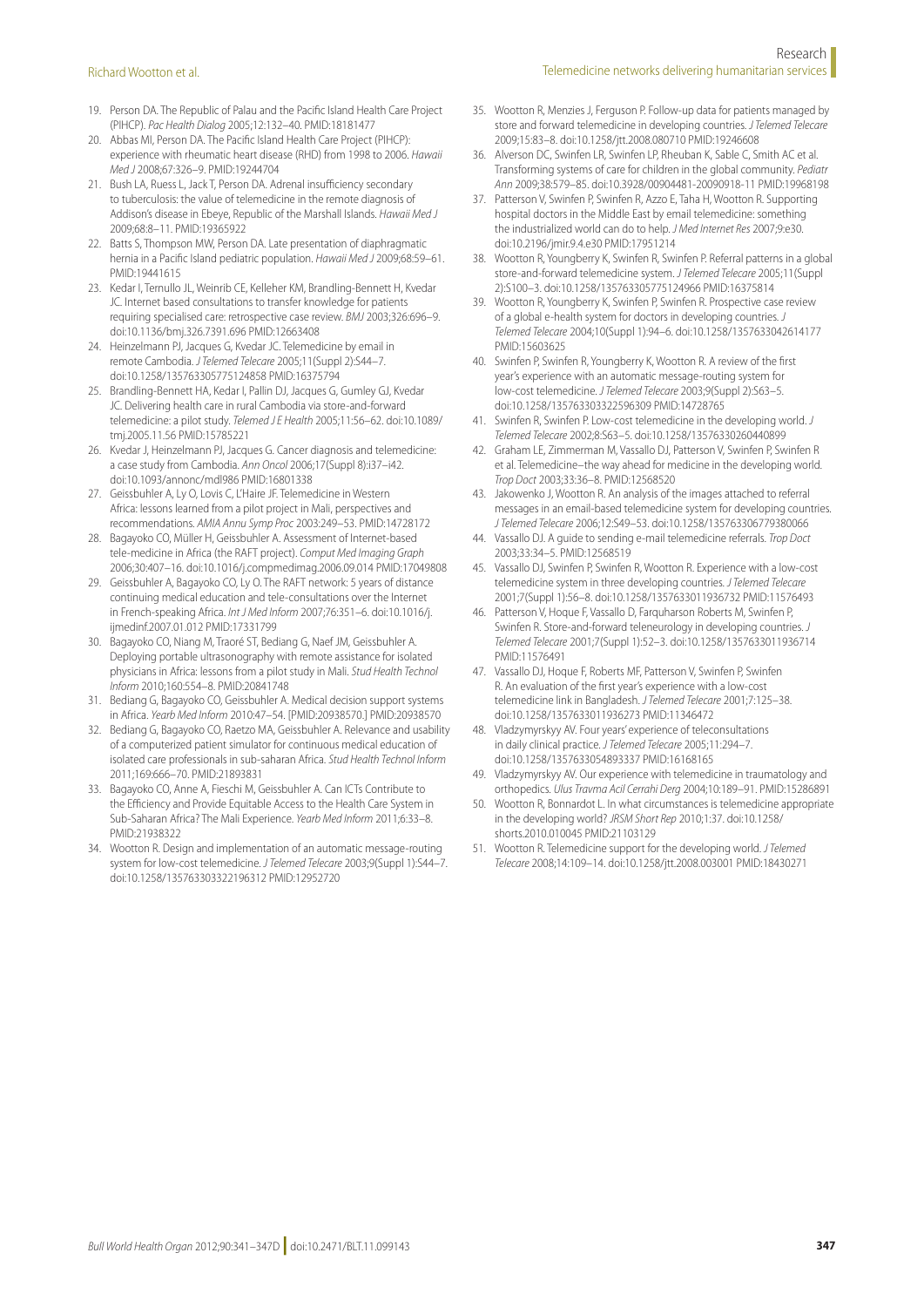19. Person DA. The Republic of Palau and the Pacific Island Health Care Project (PIHCP). *Pac Health Dialog* 2005;12:132–40. PMID:18181477
20. Abbas MI, Person DA. The Pacific Island Health Care Project (PIHCP): experience with rheumatic heart disease (RHD) from 1998 to 2006. *Hawaii Med J* 2008;67:326–9. PMID:19244704
21. Bush LA, Ruess L, Jack T, Person DA. Adrenal insufficiency secondary to tuberculosis: the value of telemedicine in the remote diagnosis of Addison's disease in Ebeye, Republic of the Marshall Islands. *Hawaii Med J* 2009;68:8–11. PMID:19365922
22. Batts S, Thompson MW, Person DA. Late presentation of diaphragmatic hernia in a Pacific Island pediatric population. *Hawaii Med J* 2009;68:59–61. PMID:19441615
23. Kedar I, Ternullo JL, Weinrib CE, Kelleher KM, Brandling-Bennett H, Kvedar JC. Internet based consultations to transfer knowledge for patients requiring specialised care: retrospective case review. *BMJ* 2003;326:696–9. doi:10.1136/bmj.326.7391.696 PMID:12663408
24. Heinzelmann PJ, Jacques G, Kvedar JC. Telemedicine by email in remote Cambodia. *J Telemed Telecare* 2005;11(Suppl 2):S44–7. doi:10.1258/135763305775124858 PMID:16375794
25. Brandling-Bennett HA, Kedar I, Pallin DJ, Jacques G, Gumley GJ, Kvedar JC. Delivering health care in rural Cambodia via store-and-forward telemedicine: a pilot study. *Telemed J E Health* 2005;11:56–62. doi:10.1089/tmj.2005.11.56 PMID:15785221
26. Kvedar J, Heinzelmann PJ, Jacques G. Cancer diagnosis and telemedicine: a case study from Cambodia. *Ann Oncol* 2006;17(Suppl 8):i37–i42. doi:10.1093/annonc/mdl986 PMID:16801338
27. Geissbuhler A, Ly O, Lovis C, L'Haire JF. Telemedicine in Western Africa: lessons learned from a pilot project in Mali, perspectives and recommendations. *AMIA Annu Symp Proc* 2003:249–53. PMID:14728172
28. Bagayoko CO, Müller H, Geissbuhler A. Assessment of Internet-based tele-medicine in Africa (the RAFT project). *Comput Med Imaging Graph* 2006;30:407–16. doi:10.1016/j.compmedimag.2006.09.014 PMID:17049808
29. Geissbuhler A, Bagayoko CO, Ly O. The RAFT network: 5 years of distance continuing medical education and tele-consultations over the Internet in French-speaking Africa. *Int J Med Inform* 2007;76:351–6. doi:10.1016/j.ijmedinf.2007.01.012 PMID:17331799
30. Bagayoko CO, Niang M, Traoré ST, Bediang G, Naef JM, Geissbuhler A. Deploying portable ultrasonography with remote assistance for isolated physicians in Africa: lessons from a pilot study in Mali. *Stud Health Technol Inform* 2010;160:554–8. PMID:20841748
31. Bediang G, Bagayoko CO, Geissbuhler A. Medical decision support systems in Africa. *Yearb Med Inform* 2010:47–54. [PMID:20938570.] PMID:20938570
32. Bediang G, Bagayoko CO, Raetzo MA, Geissbuhler A. Relevance and usability of a computerized patient simulator for continuous medical education of isolated care professionals in sub-saharan Africa. *Stud Health Technol Inform* 2011;169:666–70. PMID:21893831
33. Bagayoko CO, Anne A, Fieschi M, Geissbuhler A. Can ICTs Contribute to the Efficiency and Provide Equitable Access to the Health Care System in Sub-Saharan Africa? The Mali Experience. *Yearb Med Inform* 2011;6:33–8. PMID:21938322
34. Wootton R. Design and implementation of an automatic message-routing system for low-cost telemedicine. *J Telemed Telecare* 2003;9(Suppl 1):S44–7. doi:10.1258/135763303322196312 PMID:12952720
35. Wootton R, Menzies J, Ferguson P. Follow-up data for patients managed by store and forward telemedicine in developing countries. *J Telemed Telecare* 2009;15:83–8. doi:10.1258/jtt.2008.080710 PMID:19246608
36. Alverson DC, Swinfen LR, Swinfen LP, Rheuban K, Sable C, Smith AC et al. Transforming systems of care for children in the global community. *Pediatr Ann* 2009;38:579–85. doi:10.3928/00904481-20090918-11 PMID:19968198
37. Patterson V, Swinfen P, Swinfen R, Azzo E, Taha H, Wootton R. Supporting hospital doctors in the Middle East by email telemedicine: something the industrialized world can do to help. *J Med Internet Res* 2007;9:e30. doi:10.2196/jmir.9.4.e30 PMID:17951214
38. Wootton R, Youngberry K, Swinfen R, Swinfen P. Referral patterns in a global store-and-forward telemedicine system. *J Telemed Telecare* 2005;11(Suppl 2):S100–3. doi:10.1258/135763305775124966 PMID:16375814
39. Wootton R, Youngberry K, Swinfen R, Swinfen P. Prospective case review of a global e-health system for doctors in developing countries. *J Telemed Telecare* 2004;10(Suppl 1):94–6. doi:10.1258/1357633042614177 PMID:15603625
40. Swinfen P, Swinfen R, Youngberry K, Wootton R. A review of the first year's experience with an automatic message-routing system for low-cost telemedicine. *J Telemed Telecare* 2003;9(Suppl 2):S63–5. doi:10.1258/135763303322596309 PMID:14728765
41. Swinfen R, Swinfen P. Low-cost telemedicine in the developing world. *J Telemed Telecare* 2002;8:S63–5. doi:10.1258/13576330260440899
42. Graham LE, Zimmerman M, Vassallo DJ, Patterson V, Swinfen P, Swinfen R et al. Telemedicine–the way ahead for medicine in the developing world. *Trop Doct* 2003;33:36–8. PMID:12568520
43. Jakowenko J, Wootton R. An analysis of the images attached to referral messages in an email-based telemedicine system for developing countries. *J Telemed Telecare* 2006;12:S49–53. doi:10.1258/135763306779380066
44. Vassallo DJ. A guide to sending e-mail telemedicine referrals. *Trop Doct* 2003;33:34–5. PMID:12568519
45. Vassallo DJ, Swinfen P, Swinfen R, Wootton R. Experience with a low-cost telemedicine system in three developing countries. *J Telemed Telecare* 2001;7(Suppl 1):56–8. doi:10.1258/1357633011936732 PMID:11576493
46. Patterson V, Hoque F, Vassallo D, Farquharson Roberts M, Swinfen P, Swinfen R. Store-and-forward teleneurology in developing countries. *J Telemed Telecare* 2001;7(Suppl 1):52–3. doi:10.1258/1357633011936714 PMID:11576491
47. Vassallo DJ, Hoque F, Roberts MF, Patterson V, Swinfen P, Swinfen R. An evaluation of the first year's experience with a low-cost telemedicine link in Bangladesh. *J Telemed Telecare* 2001;7:125–38. doi:10.1258/1357633011936273 PMID:11346472
48. Vladzymyrskyy AV. Four years' experience of teleconsultations in daily clinical practice. *J Telemed Telecare* 2005;11:294–7. doi:10.1258/1357633054893337 PMID:16168165
49. Vladzymyrskyy AV. Our experience with telemedicine in traumatology and orthopedics. *Ulus Travma Acil Cerrahi Derg* 2004;10:189–91. PMID:15286891
50. Wootton R, Bonnardot L. In what circumstances is telemedicine appropriate in the developing world? *JRSM Short Rep* 2010;1:37. doi:10.1258/shorts.2010.010045 PMID:21103129
51. Wootton R. Telemedicine support for the developing world. *J Telemed Telecare* 2008;14:109–14. doi:10.1258/jtt.2008.003001 PMID:18430271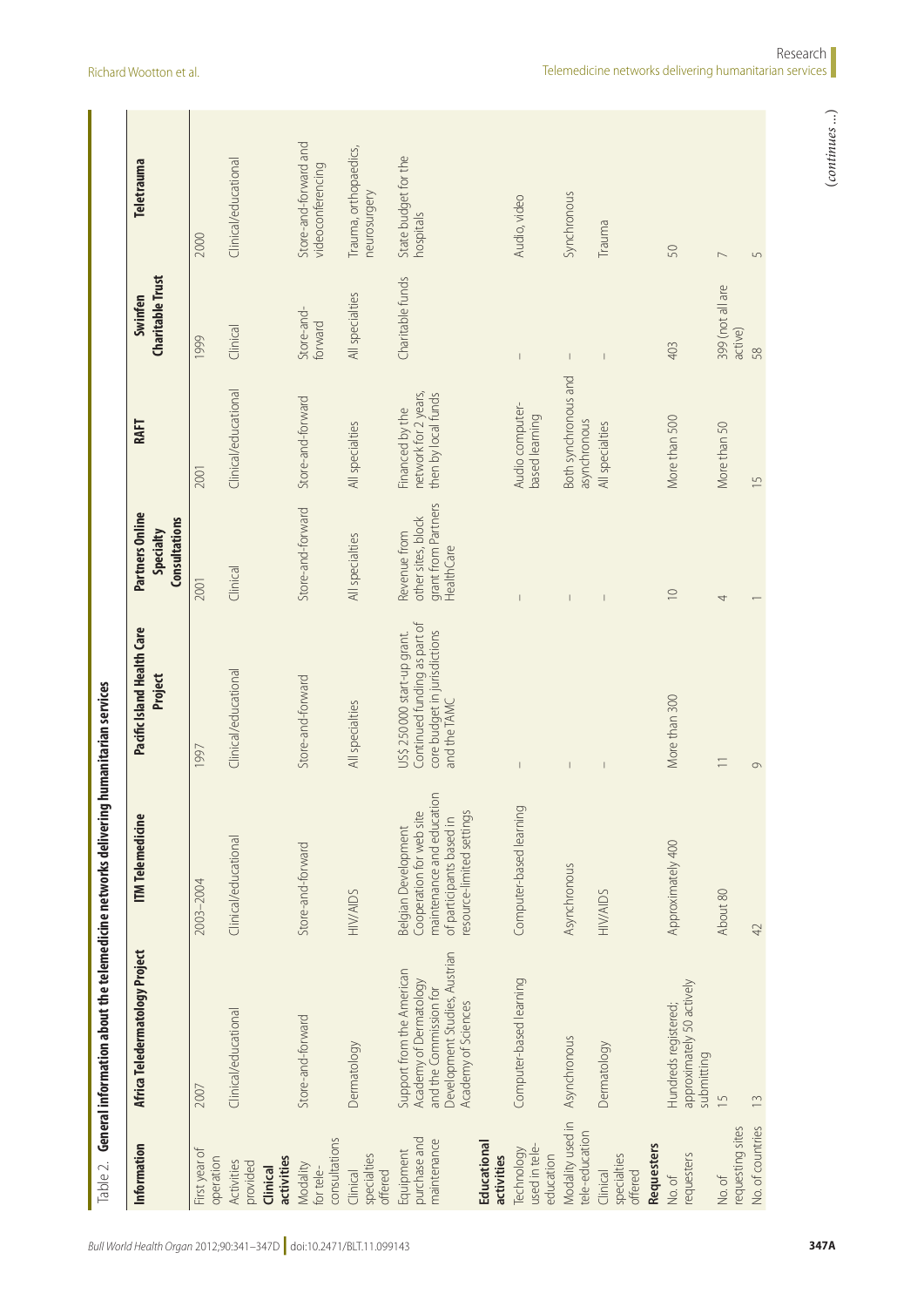Table 2. **General information about the telemedicine networks delivering humanitarian services**

| Information | Africa Teledermatology Project | ITM Telemedicine | Pacific Island Health Care Project | Partners Online Specialty Consultations | RAFT | Swinfen Charitable Trust | Teletrauma |
|---|---|---|---|---|---|---|---|
| First year of operation | 2007 | 2003–2004 | 1997 | 2001 | 2001 | 1999 | 2000 |
| Activities provided | Clinical/educational | Clinical/educational | Clinical/educational | Clinical | Clinical/educational | Clinical | Clinical/educational |
| **Clinical activities** | | | | | | | |
| Modality for tele-consultations | Store-and-forward | Store-and-forward | Store-and-forward | Store-and-forward | Store-and-forward | Store-and-forward | Store-and-forward and videoconferencing |
| Clinical specialties offered | Dermatology | HIV/AIDS | All specialties | All specialties | All specialties | All specialties | Trauma, orthopaedics, neurosurgery |
| Equipment purchase and maintenance | Support from the American Academy of Dermatology and the Commission for Development Studies, Austrian Academy of Sciences | Belgian Development Cooperation for web site maintenance and education of participants based in resource-limited settings | US$ 250 000 start-up grant. Continued funding as part of core budget in jurisdictions and the TAMC | Revenue from other sites, block grant from Partners HealthCare | Financed by the network for 2 years, then by local funds | Charitable funds | State budget for the hospitals |
| **Educational activities** | | | | | | | |
| Technology used in tele-education | Computer-based learning | Computer-based learning | – | – | Audio computer-based learning | – | Audio, video |
| Modality used in tele-education | Asynchronous | Asynchronous | – | – | Both synchronous and asynchronous | – | Synchronous |
| Clinical specialties offered | Dermatology | HIV/AIDS | – | – | All specialties | – | Trauma |
| **Requesters** | | | | | | | |
| No. of requesters | Hundreds registered; approximately 50 actively submitting | Approximately 400 | More than 300 | 10 | More than 500 | 403 | 50 |
| No. of requesting sites | 15 | About 80 | 11 | 4 | More than 50 | 399 (not all are active) | 7 |
| No. of countries | 13 | 42 | 9 | 1 | 15 | 58 | 5 |

(*continues* ...)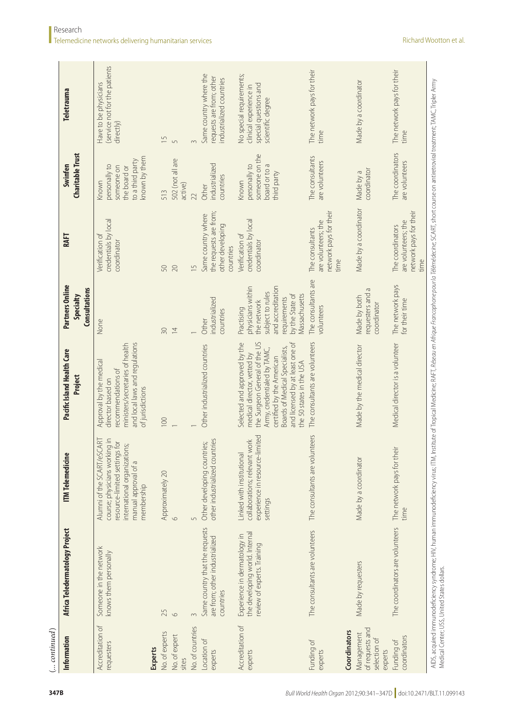(... continued)

| Information | Africa Teledermatology Project | ITM Telemedicine | Pacific Island Health Care Project | Partners Online Specialty Consultations | RAFT | Swinfen Charitable Trust | Teletrauma |
|---|---|---|---|---|---|---|---|
| Accreditation of requesters | Someone in the network knows them personally | Alumni of the SCART/eSCART course; physicians working in resource-limited settings for international organizations; manual approval of a membership | Approval by the medical director based on recommendations of ministers/secretaries of health and local laws and regulations of jurisdictions | None | Verification of credentials by local coordinator | Known personally to someone on the board or to a third party known by them | Have to be physicians (service not for the patients directly) |
| **Experts** | | | | | | | |
| No. of experts | 25 | Approximately 20 | 100 | 30 | 50 | 513 | 15 |
| No. of expert sites | 6 | 6 | 1 | 14 | 20 | 502 (not all are active) | 5 |
| No. of countries | 3 | 5 | 1 | 1 | 15 | 22 | 3 |
| Location of experts | Same country that the requests are from; other industrialized countries | Other developing countries; other industrialized countries | Other industrialized countries | Other industrialized countries | Same country where the requests are from; other developing countries | Other industrialized countries | Same country where the requests are from; other industrialized countries |
| Accreditation of experts | Experience in dermatology in the developing world. Internal review of experts. Training | Linked with institutional collaborations; relevant work experience in resource-limited settings | Selected and approved by the medical director, vetted by the Surgeon General of the US Army, credentialed by TAMC, certified by the American Boards of Medical Specialists, and licensed by at least one of the 50 states in the USA | Practising physicians within the network subject to rules and accreditation requirements by the State of Massachusetts | Verification of credentials by local coordinator | Known personally to someone on the board or a third party | No special requirements; clinical experience in special questions and scientific degree |
| Funding of experts | The consultants are volunteers | The consultants are volunteers | The consultants are volunteers | The consultants are volunteers | The consultants are volunteers; the network pays for their time | The consultants are volunteers | The network pays for their time |
| **Coordinators** | | | | | | | |
| Management of requests and selection of experts | Made by requesters | Made by a coordinator | Made by the medical director | Made by both requesters and a coordinator | Made by a coordinator | Made by a coordinator | Made by a coordinator |
| Funding of coordinators | The coordinators are volunteers | The network pays for their time | Medical director is a volunteer | The network pays for their time | The coordinators are volunteers; the network pays for their time | The coordinators are volunteers | The network pays for their time |

AIDS, acquired immunodeficiency syndrome; HIV, human immunodeficiency virus; ITM, Institute of Tropical Medicine; RAFT, *Réseau en Afrique Francophone pour la Télémédecine*; SCART, short course on antiretroviral treatment; TAMC, Tripler Army Medical Center; US, United States; USA, United States of America; US$, United States dollars.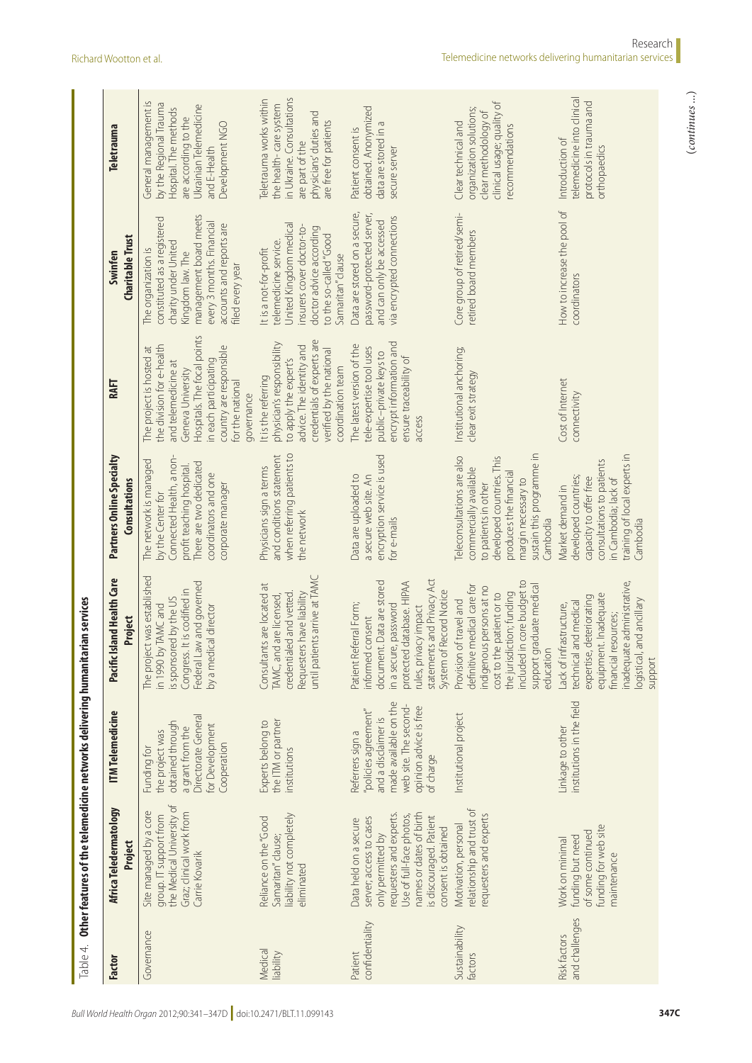Table 4. **Other features of the telemedicine networks delivering humanitarian services**

| Factor | Africa Teledermatology Project | ITM Telemedicine | Pacific Island Health Care Project | Partners Online Specialty Consultations | RAFT | Swinfen Charitable Trust | Teletrauma |
|---|---|---|---|---|---|---|---|
| Governance | Site managed by a core group. IT support from the Medical University of Graz; clinical work from Carrie Kovarik | Funding for the project was obtained through a grant from the Directorate General for Development Cooperation | The project was established in 1990 by TAMC and is sponsored by the US Congress. It is codified in Federal Law and governed by a medical director | The network is managed by the Center for Connected Health, a non-profit teaching hospital. There are two dedicated coordinators and one corporate manager | The project is hosted at the division for e-health and telemedicine at Geneva University Hospitals. The focal points in each participating country are responsible for the national governance | The organization is constituted as a registered charity under United Kingdom law. The management board meets every 3 months. Financial accounts and reports are filed every year | General management is by the Regional Trauma Hospital. The methods are according to the Ukrainian Telemedicine and E-Health Development NGO |
| Medical liability | Reliance on the "Good Samaritan" clause; liability not completely eliminated | Experts belong to the ITM or partner institutions | Consultants are located at TAMC, and are licensed, credentialed and vetted. Requesters have liability until patients arrive at TAMC | Physicians sign a terms and conditions statement when referring patients to the network | It is the referring physician's responsibility to apply the experts advice. The identity and credentials of experts are verified by the national coordination team | It is a not-for-profit telemedicine service. United Kingdom medical insurers cover doctor-to-doctor advice according to the so-called "Good Samaritan" clause | Teletrauma works within the health- care system in Ukraine. Consultations are part of the physicians' duties and are free for patients |
| Patient confidentiality | Data held on a secure server; access to cases only permitted by requesters and experts. Use of full-face photos, names or dates of birth is discouraged. Patient consent is obtained | Referrers sign a "policies agreement" and a disclaimer is made available on the web site. The second-opinion advice is free of charge | Patient Referral Form; informed consent document. Data are stored in a secure, password protected database. HIPAA rules, privacy impact statements and Privacy Act System of Record Notice | Data are uploaded to a secure web site. An encryption service is used for e-mails | The latest version of the tele-expertise tool uses public–private keys to encrypt information and ensure traceability of access | Data are stored on a secure, password-protected server, and can only be accessed via encrypted connections | Patient consent is obtained. Anonymized data are stored in a secure server |
| Sustainability factors | Motivation, personal relationship and trust of requesters and experts | Institutional project | Provision of travel and definitive medical care for indigenous persons at no cost to the patient or to the jurisdiction; funding included in core budget to support graduate medical education | Teleconsultations are also commercially available to patients in other developed countries. This produces the financial margin necessary to sustain this programme in Cambodia | Institutional anchoring; clear exit strategy | Core group of retired/semi-retired board members | Clear technical and organization solutions; clear methodology of clinical usage; quality of recommendations |
| Risk factors and challenges | Work on minimal funding but need of some continued funding for web site maintenance | Linkage to other institutions in the field | Lack of infrastructure, technical and medical expertise, deteriorating equipment. Inadequate financial resources; inadequate administrative, logistical, and ancillary support | Market demand in developed countries; capacity to offer free consultations to patients in Cambodia; lack of training of local experts in Cambodia | Cost of Internet connectivity | How to increase the pool of coordinators | Introduction of telemedicine into clinical protocols in trauma and orthopaedics |

(*continues*...)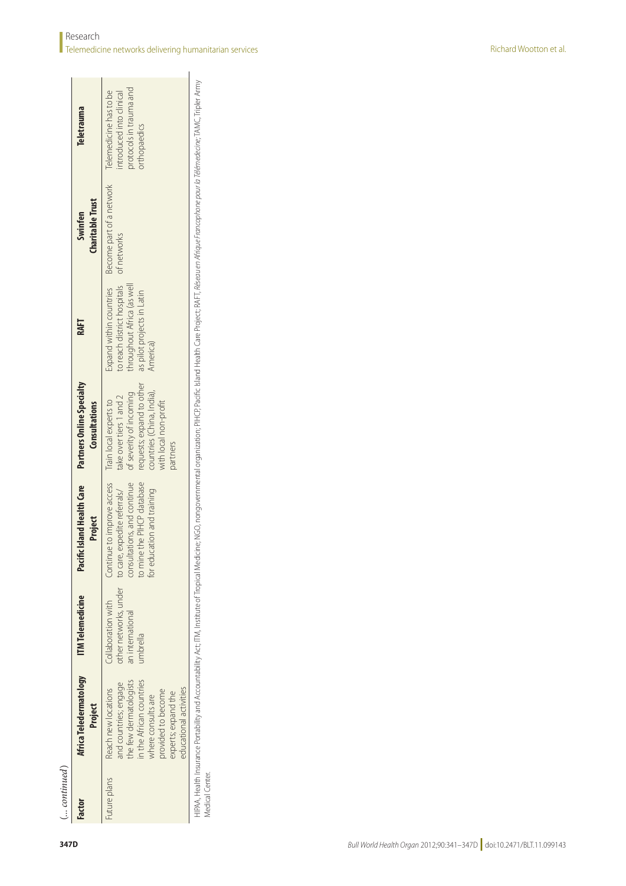(... *continued*)

| Factor | Africa Teledermatology Project | ITM Telemedicine | Pacific Island Health Care Project | Partners Online Specialty Consultations | RAFT | Swinfen Charitable Trust | Teletrauma |
|---|---|---|---|---|---|---|---|
| Future plans | Reach new locations and countries; engage the few dermatologists in the African countries where consults are provided to become experts; expand the educational activities | Collaboration with other networks, under an international umbrella | Continue to improve access to care, expedite referrals/consultations, and continue to mine the PIHCP database for education and training | Train local experts to take over tiers 1 and 2 of severity of incoming requests; expand to other countries (China, India), with local non-profit partners | Expand within countries to reach district hospitals throughout Africa (as well as pilot projects in Latin America) | Become part of a network of networks | Telemedicine has to be introduced into clinical protocols in trauma and orthopaedics |

HIPAA, Health Insurance Portability and Accountability Act; ITM, Institute of Tropical Medicine; NGO, nongovernmental organization; PIHCP, Pacific Island Health Care Project; RAFT, *Réseau en Afrique Francophone pour la Télémedecine*; TAMC, Tripler Army Medical Center.